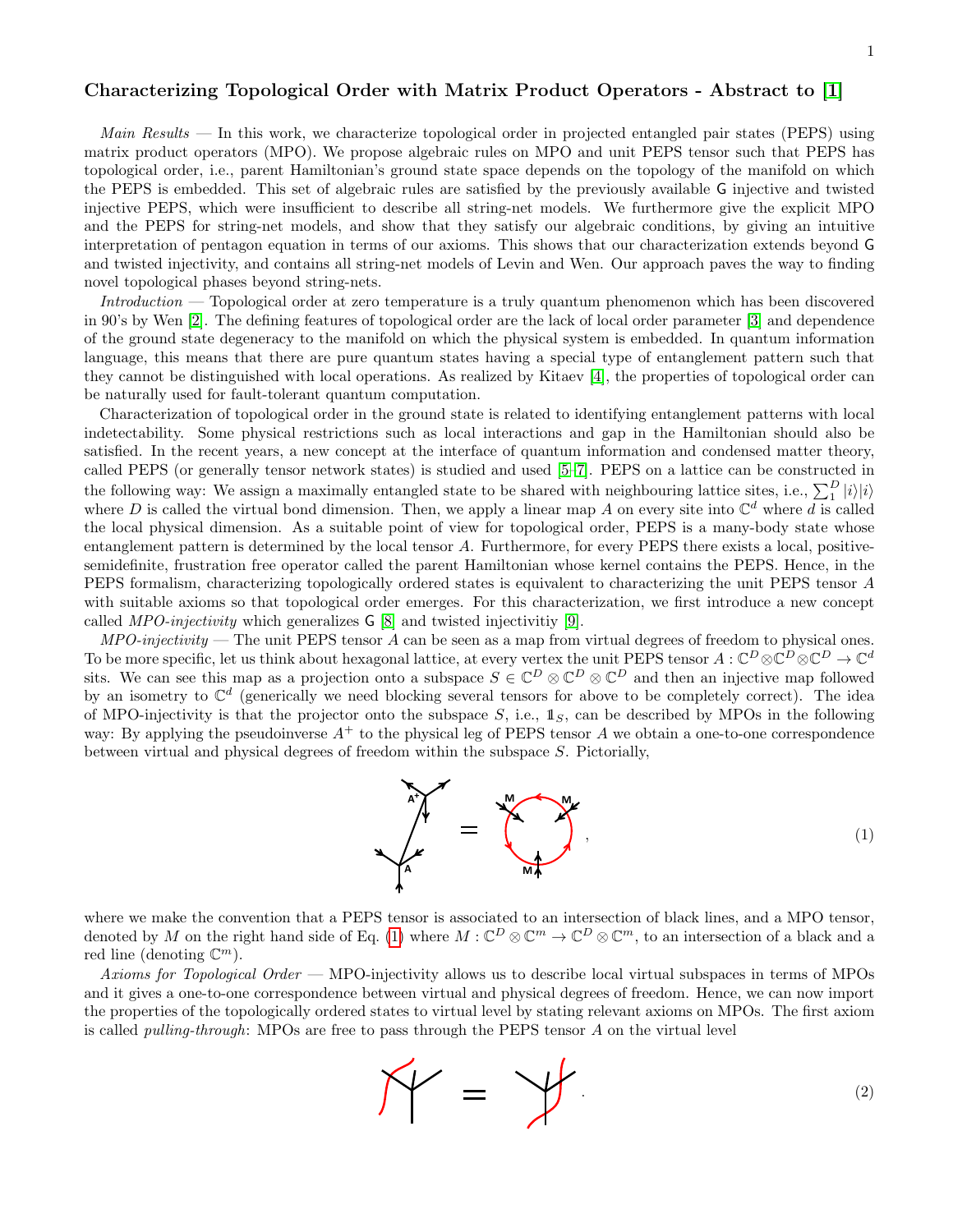# Characterizing Topological Order with Matrix Product Operators - Abstract to [1]

*Main Results* — In this work, we characterize topological order in projected entangled pair states (PEPS) using matrix product operators (MPO). We propose algebraic rules on MPO and unit PEPS tensor such that PEPS has topological order, i.e., parent Hamiltonian's ground state space depends on the topology of the manifold on which the PEPS is embedded. This set of algebraic rules are satisfied by the previously available G injective and twisted injective PEPS, which were insufficient to describe all string-net models. We furthermore give the explicit MPO and the PEPS for string-net models, and show that they satisfy our algebraic conditions, by giving an intuitive interpretation of pentagon equation in terms of our axioms. This shows that our characterization extends beyond G and twisted injectivity, and contains all string-net models of Levin and Wen. Our approach paves the way to finding novel topological phases beyond string-nets.

*Introduction* — Topological order at zero temperature is a truly quantum phenomenon which has been discovered in 90's by Wen [2]. The defining features of topological order are the lack of local order parameter [3] and dependence of the ground state degeneracy to the manifold on which the physical system is embedded. In quantum information language, this means that there are pure quantum states having a special type of entanglement pattern such that they cannot be distinguished with local operations. As realized by Kitaev [4], the properties of topological order can be naturally used for fault-tolerant quantum computation.

Characterization of topological order in the ground state is related to identifying entanglement patterns with local indetectability. Some physical restrictions such as local interactions and gap in the Hamiltonian should also be satisfied. In the recent years, a new concept at the interface of quantum information and condensed matter theory, called PEPS (or generally tensor network states) is studied and used [5–7]. PEPS on a lattice can be constructed in the following way: We assign a maximally entangled state to be shared with neighbouring lattice sites, i.e., $\sum_1^D |i\rangle|i\rangle$ where $D$ is called the virtual bond dimension. Then, we apply a linear map $A$ on every site into $\mathbb{C}^d$ where $d$ is called the local physical dimension. As a suitable point of view for topological order, PEPS is a many-body state whose entanglement pattern is determined by the local tensor $A$. Furthermore, for every PEPS there exists a local, positive-semidefinite, frustration free operator called the parent Hamiltonian whose kernel contains the PEPS. Hence, in the PEPS formalism, characterizing topologically ordered states is equivalent to characterizing the unit PEPS tensor $A$ with suitable axioms so that topological order emerges. For this characterization, we first introduce a new concept called *MPO-injectivity* which generalizes G [8] and twisted injectivitiy [9].

*MPO-injectivity* — The unit PEPS tensor $A$ can be seen as a map from virtual degrees of freedom to physical ones. To be more specific, let us think about hexagonal lattice, at every vertex the unit PEPS tensor $A : \mathbb{C}^D \otimes \mathbb{C}^D \otimes \mathbb{C}^D \to \mathbb{C}^d$ sits. We can see this map as a projection onto a subspace $S \in \mathbb{C}^D \otimes \mathbb{C}^D \otimes \mathbb{C}^D$ and then an injective map followed by an isometry to $\mathbb{C}^d$ (generically we need blocking several tensors for above to be completely correct). The idea of MPO-injectivity is that the projector onto the subspace $S$, i.e., $\mathbb{1}_S$, can be described by MPOs in the following way: By applying the pseudoinverse $A^+$ to the physical leg of PEPS tensor $A$ we obtain a one-to-one correspondence between virtual and physical degrees of freedom within the subspace $S$. Pictorially,

$$A^+ A = [\text{MPO loop with three } M \text{ tensors}], \tag{1}$$

where we make the convention that a PEPS tensor is associated to an intersection of black lines, and a MPO tensor, denoted by $M$ on the right hand side of Eq. (1) where $M : \mathbb{C}^D \otimes \mathbb{C}^m \to \mathbb{C}^D \otimes \mathbb{C}^m$, to an intersection of a black and a red line (denoting $\mathbb{C}^m$).

*Axioms for Topological Order* — MPO-injectivity allows us to describe local virtual subspaces in terms of MPOs and it gives a one-to-one correspondence between virtual and physical degrees of freedom. Hence, we can now import the properties of the topologically ordered states to virtual level by stating relevant axioms on MPOs. The first axiom is called *pulling-through*: MPOs are free to pass through the PEPS tensor $A$ on the virtual level

$$[\text{MPO on left of } A] = [\text{MPO on right of } A]. \tag{2}$$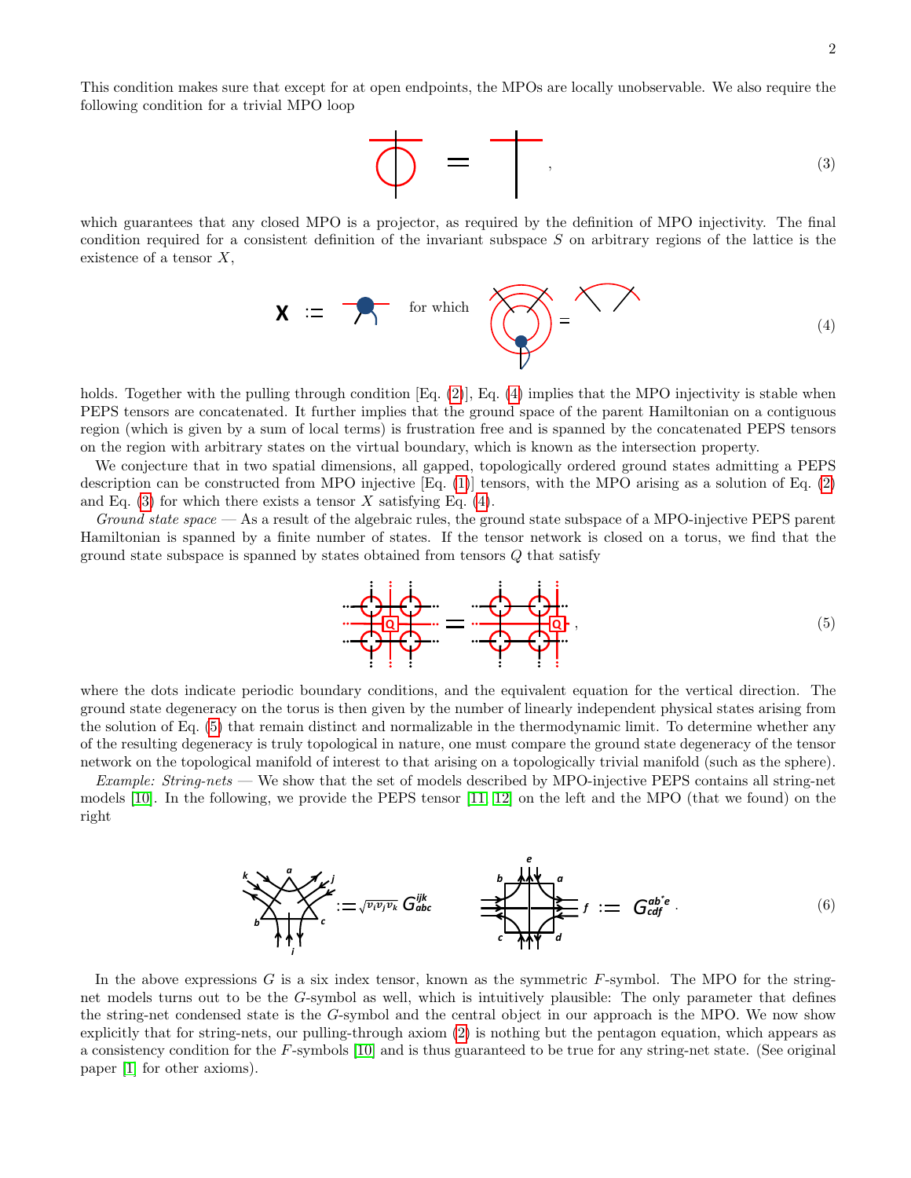This condition makes sure that except for at open endpoints, the MPOs are locally unobservable. We also require the following condition for a trivial MPO loop

$$ , \tag{3}$$

which guarantees that any closed MPO is a projector, as required by the definition of MPO injectivity. The final condition required for a consistent definition of the invariant subspace $S$ on arbitrary regions of the lattice is the existence of a tensor $X$,

$$\mathbf{X} := \quad \text{for which} \quad = \tag{4}$$

holds. Together with the pulling through condition [Eq. (2)], Eq. (4) implies that the MPO injectivity is stable when PEPS tensors are concatenated. It further implies that the ground space of the parent Hamiltonian on a contiguous region (which is given by a sum of local terms) is frustration free and is spanned by the concatenated PEPS tensors on the region with arbitrary states on the virtual boundary, which is known as the intersection property.

We conjecture that in two spatial dimensions, all gapped, topologically ordered ground states admitting a PEPS description can be constructed from MPO injective [Eq. (1)] tensors, with the MPO arising as a solution of Eq. (2) and Eq. (3) for which there exists a tensor $X$ satisfying Eq. (4).

*Ground state space* — As a result of the algebraic rules, the ground state subspace of a MPO-injective PEPS parent Hamiltonian is spanned by a finite number of states. If the tensor network is closed on a torus, we find that the ground state subspace is spanned by states obtained from tensors $Q$ that satisfy

$$ = \quad , \tag{5}$$

where the dots indicate periodic boundary conditions, and the equivalent equation for the vertical direction. The ground state degeneracy on the torus is then given by the number of linearly independent physical states arising from the solution of Eq. (5) that remain distinct and normalizable in the thermodynamic limit. To determine whether any of the resulting degeneracy is truly topological in nature, one must compare the ground state degeneracy of the tensor network on the topological manifold of interest to that arising on a topologically trivial manifold (such as the sphere).

*Example: String-nets* — We show that the set of models described by MPO-injective PEPS contains all string-net models [10]. In the following, we provide the PEPS tensor [11, 12] on the left and the MPO (that we found) on the right

$$:= \sqrt{v_i v_j v_k}\, G^{ijk}_{abc} \qquad\qquad := G^{ab^*e}_{cdf}\,. \tag{6}$$

In the above expressions $G$ is a six index tensor, known as the symmetric $F$-symbol. The MPO for the string-net models turns out to be the $G$-symbol as well, which is intuitively plausible: The only parameter that defines the string-net condensed state is the $G$-symbol and the central object in our approach is the MPO. We now show explicitly that for string-nets, our pulling-through axiom (2) is nothing but the pentagon equation, which appears as a consistency condition for the $F$-symbols [10] and is thus guaranteed to be true for any string-net state. (See original paper [1] for other axioms).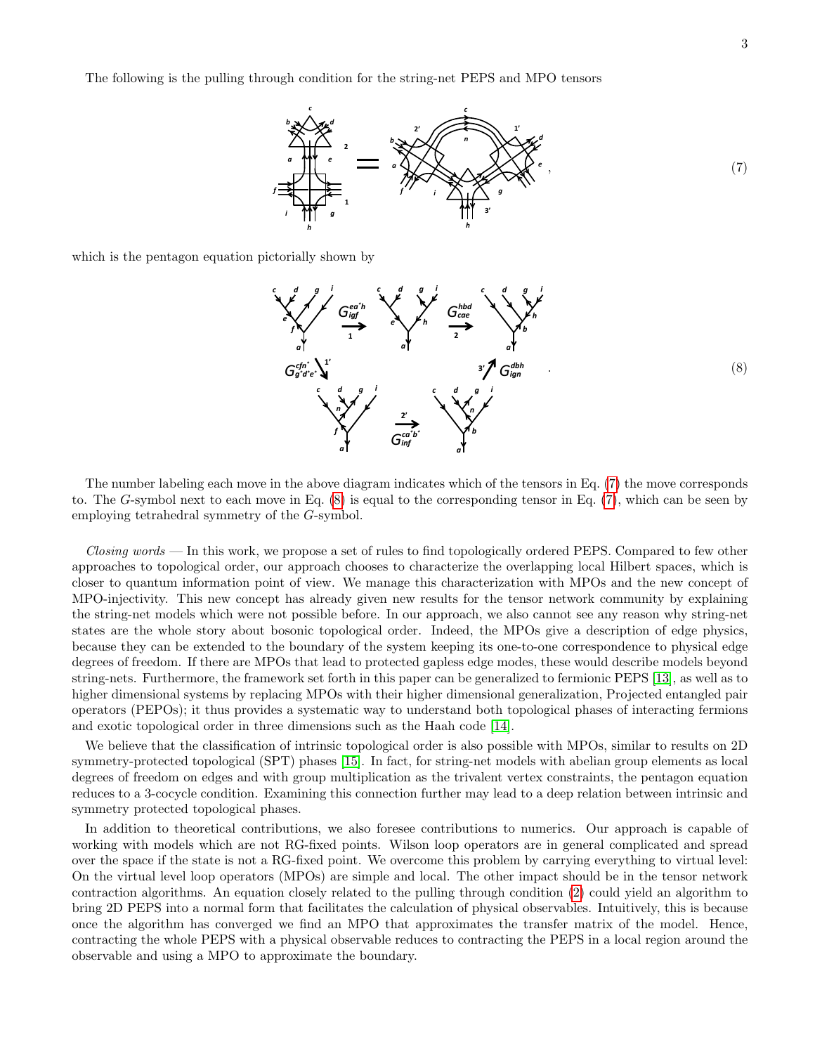The following is the pulling through condition for the string-net PEPS and MPO tensors

$$(7)$$

which is the pentagon equation pictorially shown by

$$G^{ea^*h}_{igf} \quad G^{hbd}_{cae} \quad G^{cfn^*}_{g^*d^*e^*} \quad G^{dbh}_{ign} \quad G^{ca^*b^*}_{inf} \tag{8}$$

The number labeling each move in the above diagram indicates which of the tensors in Eq. (7) the move corresponds to. The $G$-symbol next to each move in Eq. (8) is equal to the corresponding tensor in Eq. (7), which can be seen by employing tetrahedral symmetry of the $G$-symbol.

*Closing words* — In this work, we propose a set of rules to find topologically ordered PEPS. Compared to few other approaches to topological order, our approach chooses to characterize the overlapping local Hilbert spaces, which is closer to quantum information point of view. We manage this characterization with MPOs and the new concept of MPO-injectivity. This new concept has already given new results for the tensor network community by explaining the string-net models which were not possible before. In our approach, we also cannot see any reason why string-net states are the whole story about bosonic topological order. Indeed, the MPOs give a description of edge physics, because they can be extended to the boundary of the system keeping its one-to-one correspondence to physical edge degrees of freedom. If there are MPOs that lead to protected gapless edge modes, these would describe models beyond string-nets. Furthermore, the framework set forth in this paper can be generalized to fermionic PEPS [13], as well as to higher dimensional systems by replacing MPOs with their higher dimensional generalization, Projected entangled pair operators (PEPOs); it thus provides a systematic way to understand both topological phases of interacting fermions and exotic topological order in three dimensions such as the Haah code [14].

We believe that the classification of intrinsic topological order is also possible with MPOs, similar to results on 2D symmetry-protected topological (SPT) phases [15]. In fact, for string-net models with abelian group elements as local degrees of freedom on edges and with group multiplication as the trivalent vertex constraints, the pentagon equation reduces to a 3-cocycle condition. Examining this connection further may lead to a deep relation between intrinsic and symmetry protected topological phases.

In addition to theoretical contributions, we also foresee contributions to numerics. Our approach is capable of working with models which are not RG-fixed points. Wilson loop operators are in general complicated and spread over the space if the state is not a RG-fixed point. We overcome this problem by carrying everything to virtual level: On the virtual level loop operators (MPOs) are simple and local. The other impact should be in the tensor network contraction algorithms. An equation closely related to the pulling through condition (2) could yield an algorithm to bring 2D PEPS into a normal form that facilitates the calculation of physical observables. Intuitively, this is because once the algorithm has converged we find an MPO that approximates the transfer matrix of the model. Hence, contracting the whole PEPS with a physical observable reduces to contracting the PEPS in a local region around the observable and using a MPO to approximate the boundary.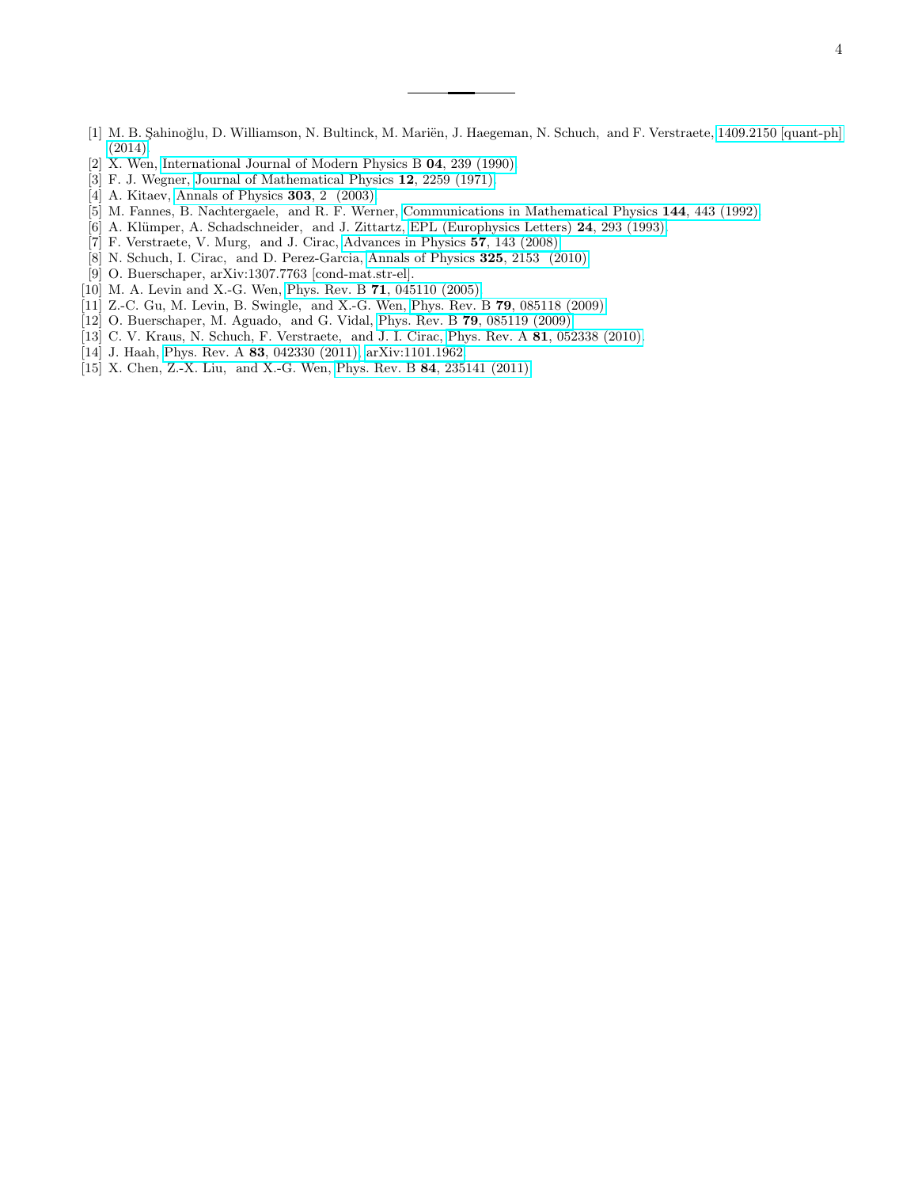[1] M. B. Şahinoğlu, D. Williamson, N. Bultinck, M. Mariën, J. Haegeman, N. Schuch, and F. Verstraete, 1409.2150 [quant-ph] (2014).
[2] X. Wen, International Journal of Modern Physics B **04**, 239 (1990).
[3] F. J. Wegner, Journal of Mathematical Physics **12**, 2259 (1971).
[4] A. Kitaev, Annals of Physics **303**, 2 (2003).
[5] M. Fannes, B. Nachtergaele, and R. F. Werner, Communications in Mathematical Physics **144**, 443 (1992).
[6] A. Klümper, A. Schadschneider, and J. Zittartz, EPL (Europhysics Letters) **24**, 293 (1993).
[7] F. Verstraete, V. Murg, and J. Cirac, Advances in Physics **57**, 143 (2008).
[8] N. Schuch, I. Cirac, and D. Perez-Garcia, Annals of Physics **325**, 2153 (2010).
[9] O. Buerschaper, arXiv:1307.7763 [cond-mat.str-el].
[10] M. A. Levin and X.-G. Wen, Phys. Rev. B **71**, 045110 (2005).
[11] Z.-C. Gu, M. Levin, B. Swingle, and X.-G. Wen, Phys. Rev. B **79**, 085118 (2009).
[12] O. Buerschaper, M. Aguado, and G. Vidal, Phys. Rev. B **79**, 085119 (2009).
[13] C. V. Kraus, N. Schuch, F. Verstraete, and J. I. Cirac, Phys. Rev. A **81**, 052338 (2010).
[14] J. Haah, Phys. Rev. A **83**, 042330 (2011), arXiv:1101.1962.
[15] X. Chen, Z.-X. Liu, and X.-G. Wen, Phys. Rev. B **84**, 235141 (2011).